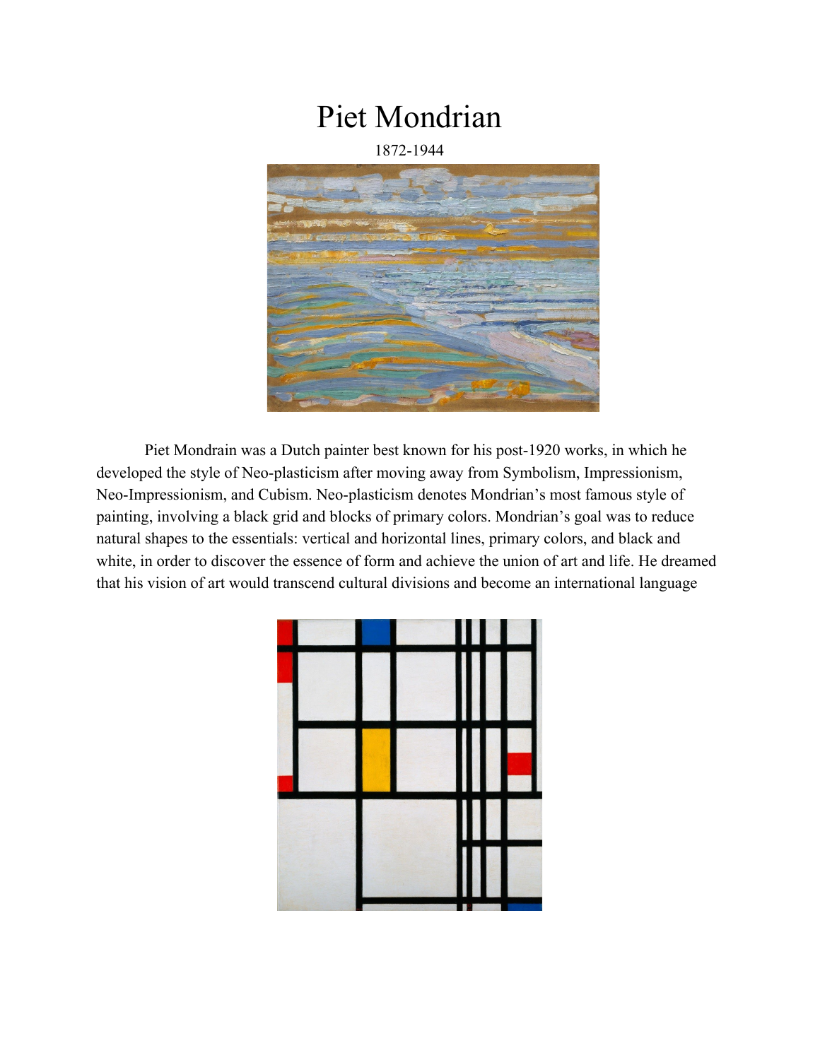# Piet Mondrian

1872-1944

Piet Mondrain was a Dutch painter best known for his post-1920 works, in which he developed the style of Neo-plasticism after moving away from Symbolism, Impressionism, Neo-Impressionism, and Cubism. Neo-plasticism denotes Mondrian's most famous style of painting, involving a black grid and blocks of primary colors. Mondrian's goal was to reduce natural shapes to the essentials: vertical and horizontal lines, primary colors, and black and white, in order to discover the essence of form and achieve the union of art and life. He dreamed that his vision of art would transcend cultural divisions and become an international language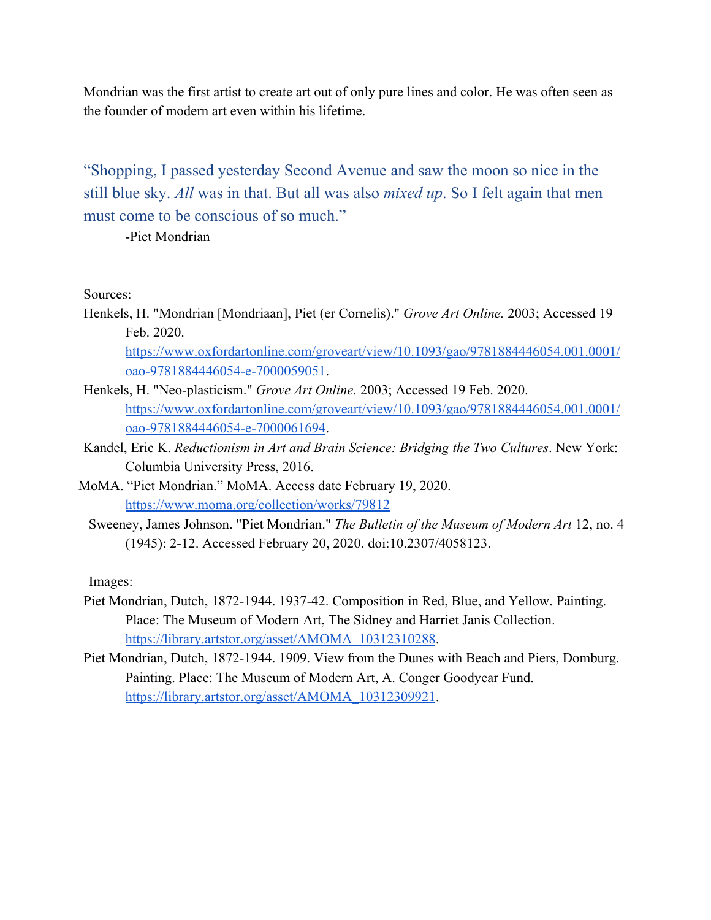Mondrian was the first artist to create art out of only pure lines and color. He was often seen as the founder of modern art even within his lifetime.

> "Shopping, I passed yesterday Second Avenue and saw the moon so nice in the still blue sky. *All* was in that. But all was also *mixed up*. So I felt again that men must come to be conscious of so much."
>
> -Piet Mondrian

Sources:

Henkels, H. "Mondrian [Mondriaan], Piet (er Cornelis)." *Grove Art Online.* 2003; Accessed 19 Feb. 2020. https://www.oxfordartonline.com/groveart/view/10.1093/gao/9781884446054.001.0001/oao-9781884446054-e-7000059051.

Henkels, H. "Neo-plasticism." *Grove Art Online.* 2003; Accessed 19 Feb. 2020. https://www.oxfordartonline.com/groveart/view/10.1093/gao/9781884446054.001.0001/oao-9781884446054-e-7000061694.

Kandel, Eric K. *Reductionism in Art and Brain Science: Bridging the Two Cultures*. New York: Columbia University Press, 2016.

MoMA. "Piet Mondrian." MoMA. Access date February 19, 2020. https://www.moma.org/collection/works/79812

Sweeney, James Johnson. "Piet Mondrian." *The Bulletin of the Museum of Modern Art* 12, no. 4 (1945): 2-12. Accessed February 20, 2020. doi:10.2307/4058123.

Images:

Piet Mondrian, Dutch, 1872-1944. 1937-42. Composition in Red, Blue, and Yellow. Painting. Place: The Museum of Modern Art, The Sidney and Harriet Janis Collection. https://library.artstor.org/asset/AMOMA_10312310288.

Piet Mondrian, Dutch, 1872-1944. 1909. View from the Dunes with Beach and Piers, Domburg. Painting. Place: The Museum of Modern Art, A. Conger Goodyear Fund. https://library.artstor.org/asset/AMOMA_10312309921.